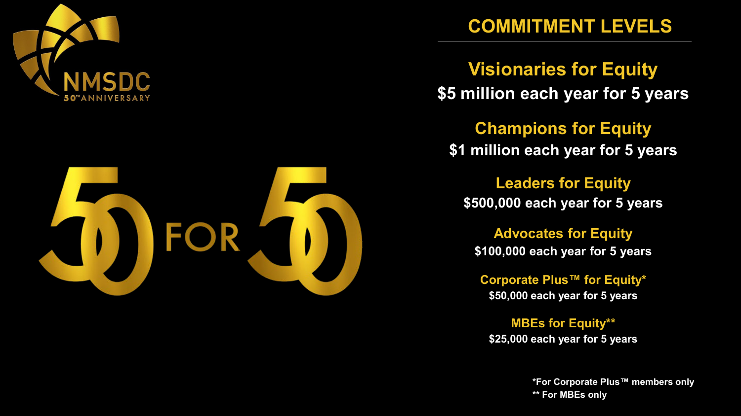NMSDC
50TH ANNIVERSARY

# 50 FOR 50

## COMMITMENT LEVELS

**Visionaries for Equity**
**$5 million each year for 5 years**

**Champions for Equity**
**$1 million each year for 5 years**

**Leaders for Equity**
**$500,000 each year for 5 years**

**Advocates for Equity**
**$100,000 each year for 5 years**

**Corporate Plus™ for Equity***
**$50,000 each year for 5 years**

**MBEs for Equity****
**$25,000 each year for 5 years**

*For Corporate Plus™ members only
** For MBEs only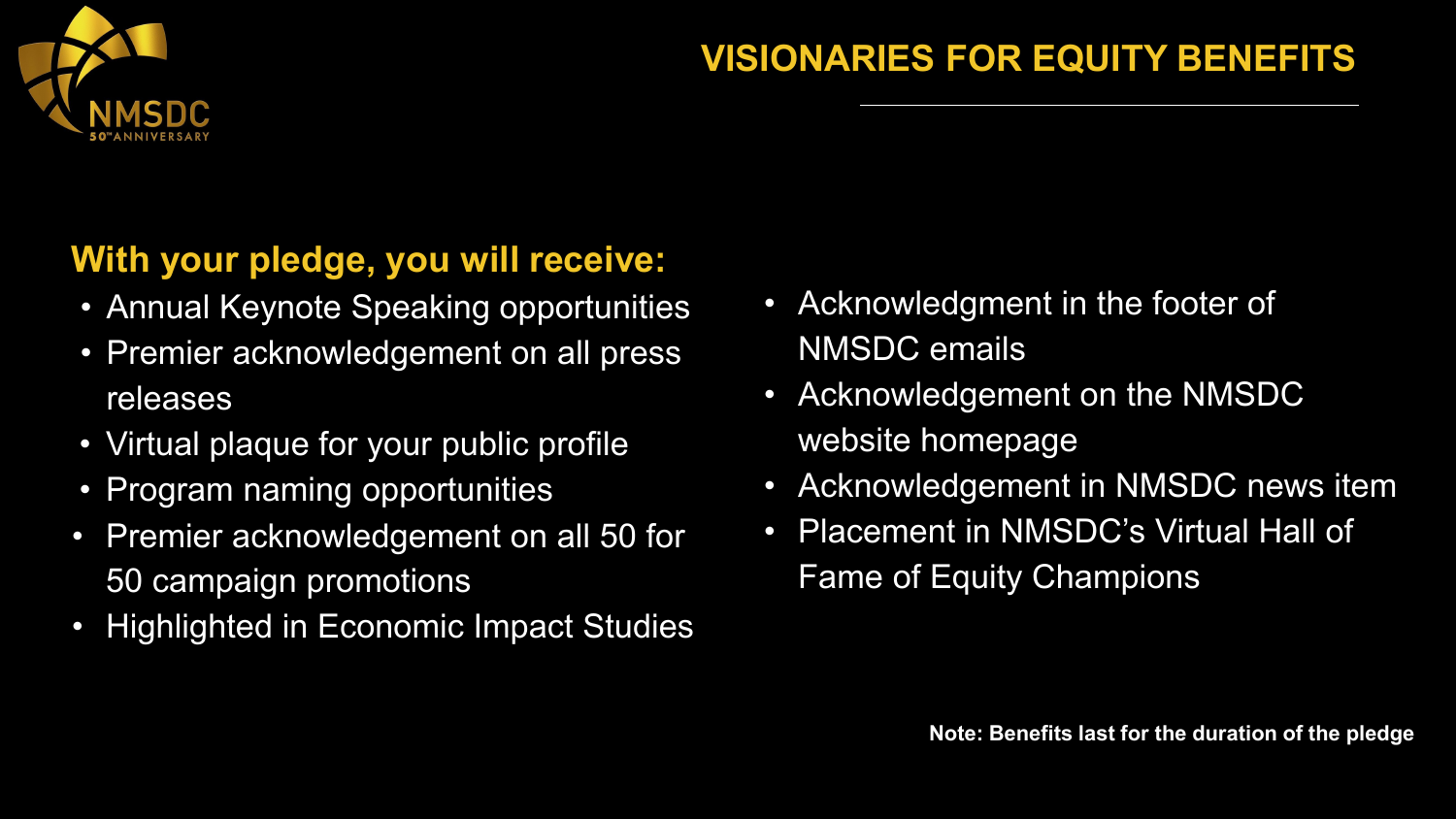# VISIONARIES FOR EQUITY BENEFITS

**With your pledge, you will receive:**

- Annual Keynote Speaking opportunities
- Premier acknowledgement on all press releases
- Virtual plaque for your public profile
- Program naming opportunities
- Premier acknowledgement on all 50 for 50 campaign promotions
- Highlighted in Economic Impact Studies
- Acknowledgment in the footer of NMSDC emails
- Acknowledgement on the NMSDC website homepage
- Acknowledgement in NMSDC news item
- Placement in NMSDC's Virtual Hall of Fame of Equity Champions

**Note: Benefits last for the duration of the pledge**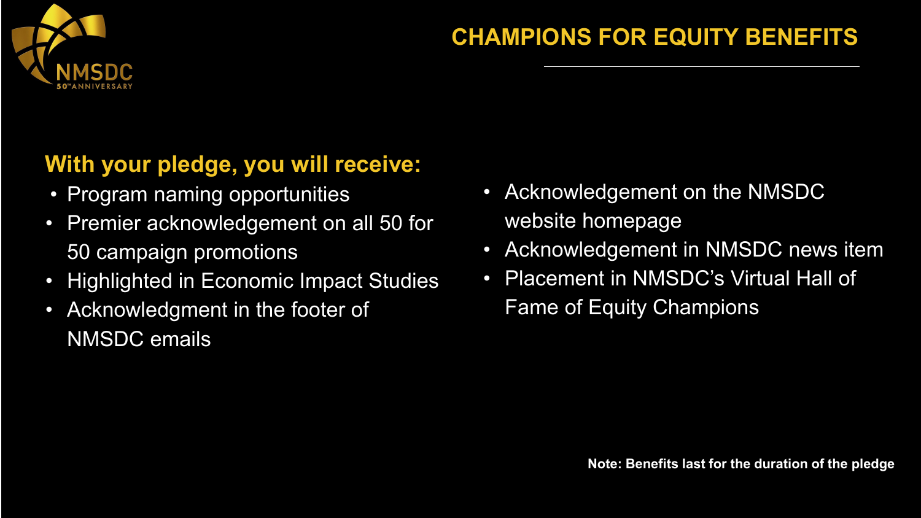# CHAMPIONS FOR EQUITY BENEFITS

**With your pledge, you will receive:**

- Program naming opportunities
- Premier acknowledgement on all 50 for 50 campaign promotions
- Highlighted in Economic Impact Studies
- Acknowledgment in the footer of NMSDC emails
- Acknowledgement on the NMSDC website homepage
- Acknowledgement in NMSDC news item
- Placement in NMSDC's Virtual Hall of Fame of Equity Champions

**Note: Benefits last for the duration of the pledge**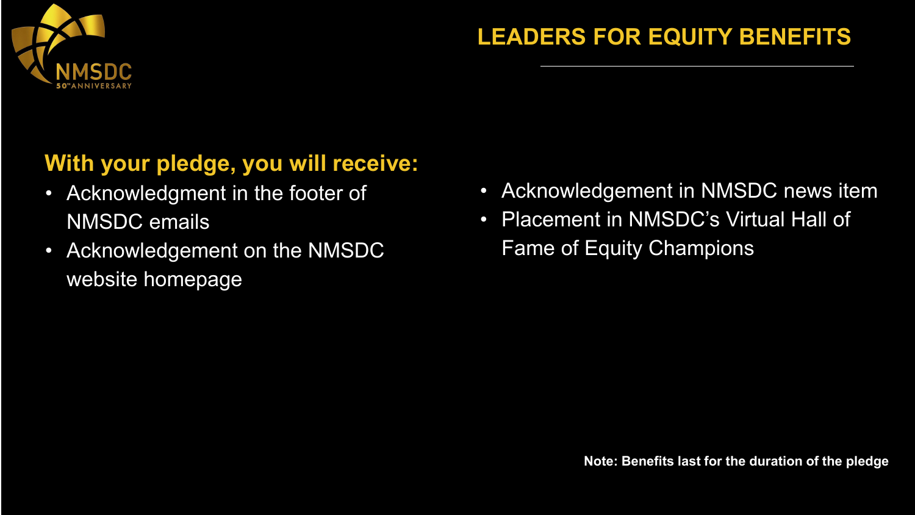# LEADERS FOR EQUITY BENEFITS

**With your pledge, you will receive:**

- Acknowledgment in the footer of NMSDC emails
- Acknowledgement on the NMSDC website homepage
- Acknowledgement in NMSDC news item
- Placement in NMSDC's Virtual Hall of Fame of Equity Champions

**Note: Benefits last for the duration of the pledge**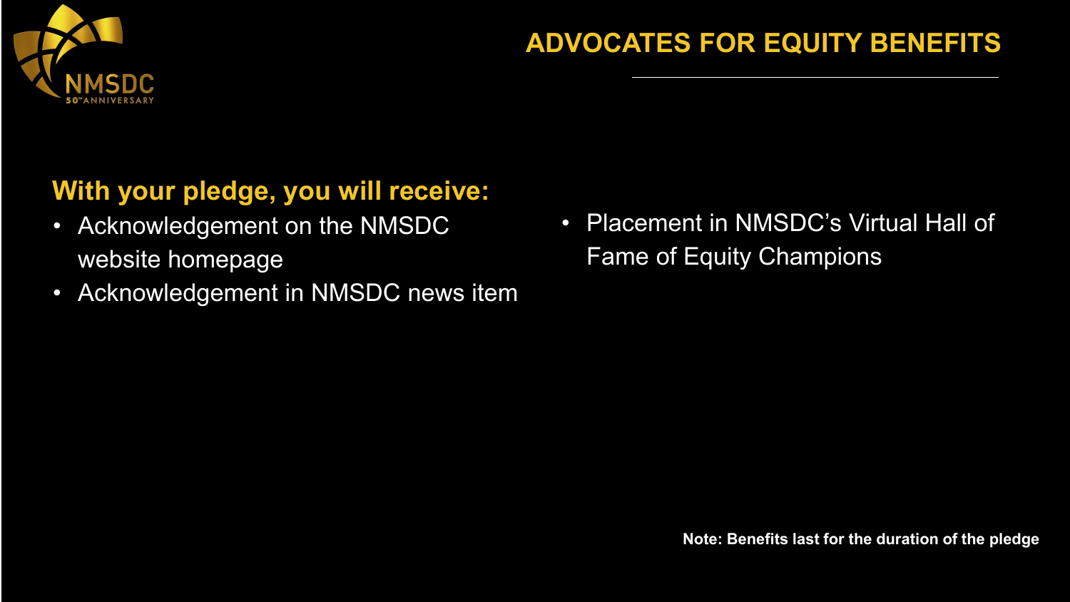# ADVOCATES FOR EQUITY BENEFITS

## With your pledge, you will receive:

- Acknowledgement on the NMSDC website homepage
- Acknowledgement in NMSDC news item
- Placement in NMSDC's Virtual Hall of Fame of Equity Champions

**Note: Benefits last for the duration of the pledge**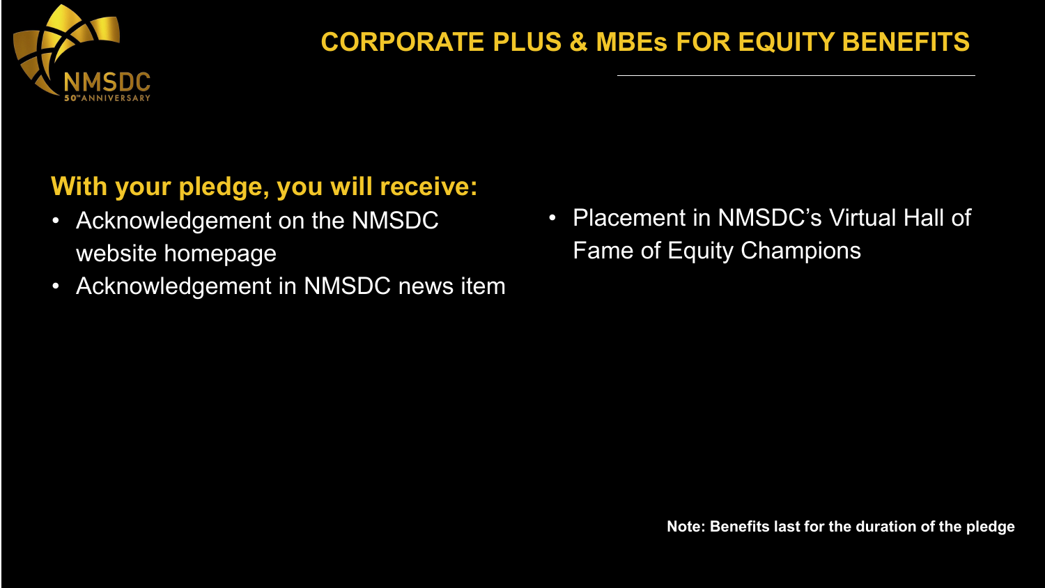# CORPORATE PLUS & MBEs FOR EQUITY BENEFITS

**With your pledge, you will receive:**

- Acknowledgement on the NMSDC website homepage
- Acknowledgement in NMSDC news item
- Placement in NMSDC's Virtual Hall of Fame of Equity Champions

**Note: Benefits last for the duration of the pledge**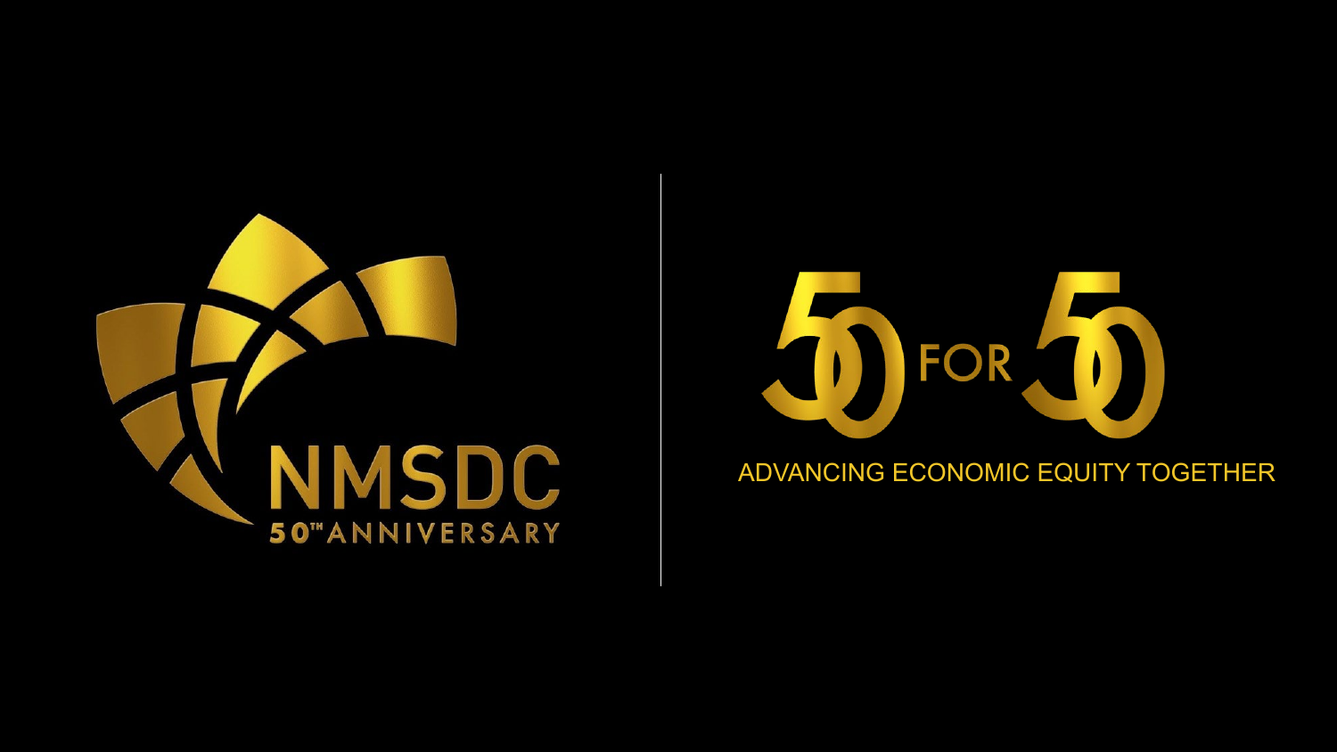NMSDC

50TH ANNIVERSARY

50 FOR 50

ADVANCING ECONOMIC EQUITY TOGETHER